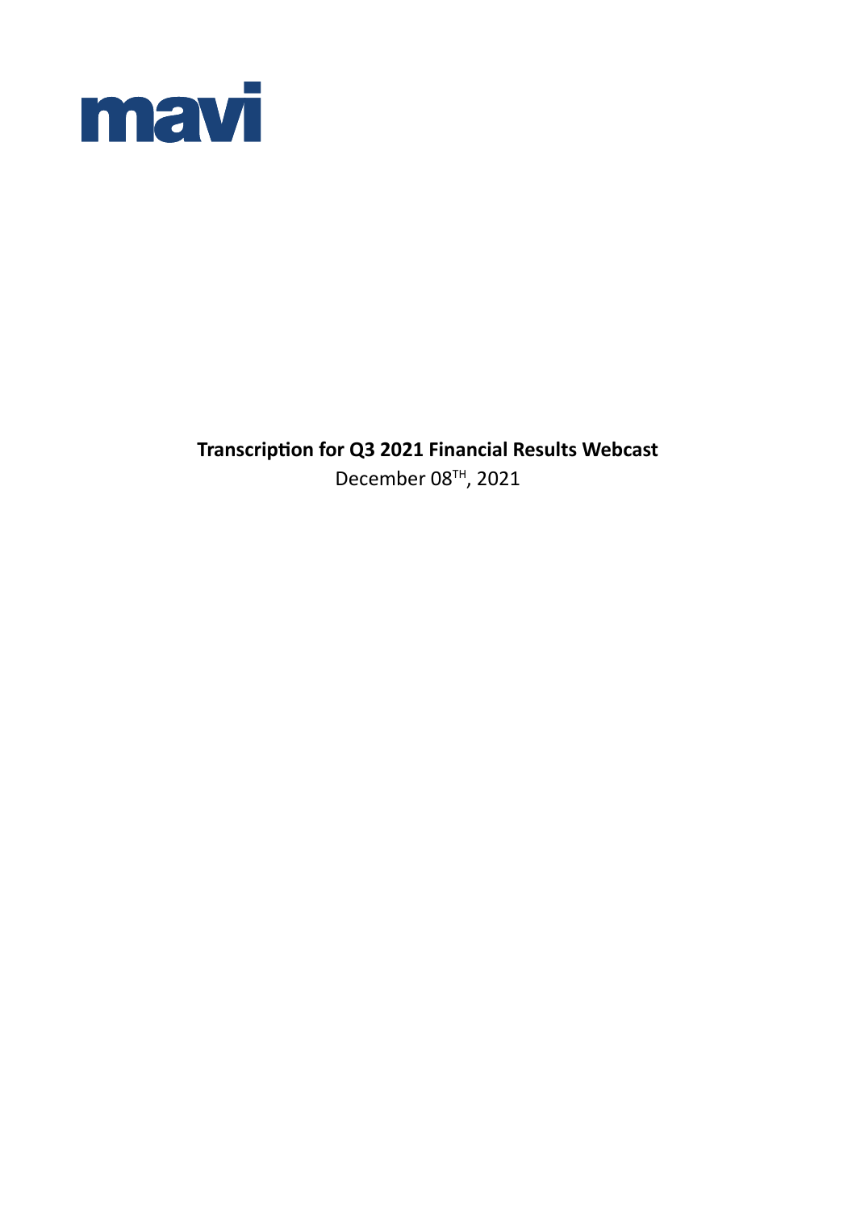mavi

**Transcription for Q3 2021 Financial Results Webcast**

December 08TH, 2021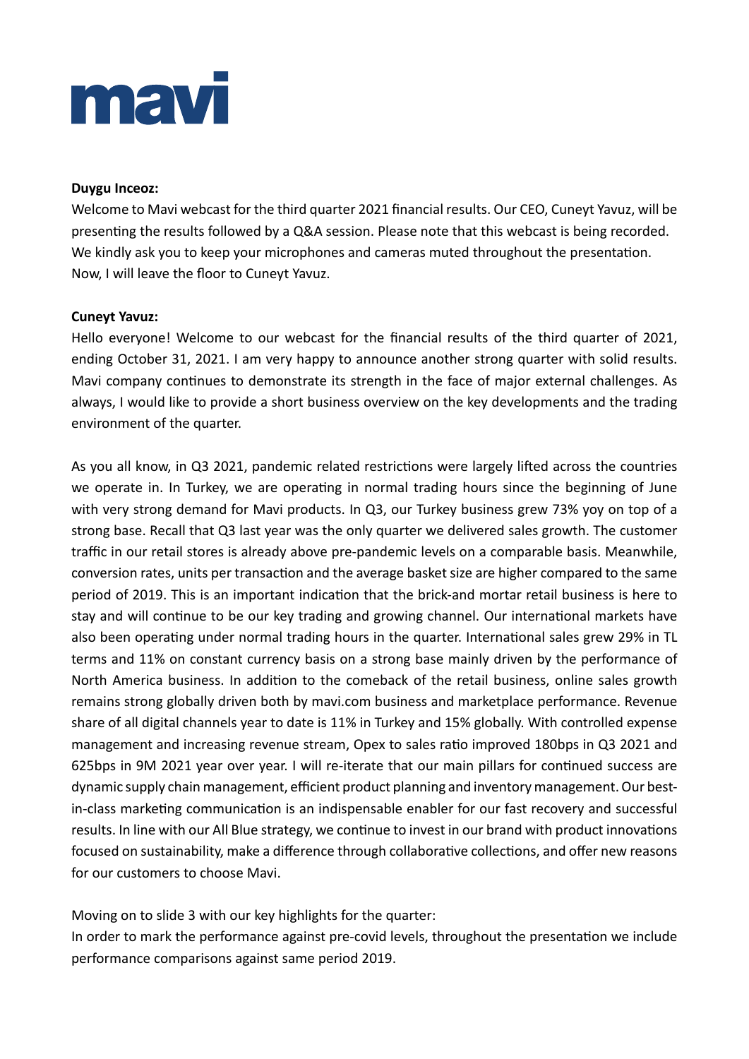mavi

**Duygu Inceoz:**
Welcome to Mavi webcast for the third quarter 2021 financial results. Our CEO, Cuneyt Yavuz, will be presenting the results followed by a Q&A session. Please note that this webcast is being recorded. We kindly ask you to keep your microphones and cameras muted throughout the presentation. Now, I will leave the floor to Cuneyt Yavuz.

**Cuneyt Yavuz:**
Hello everyone! Welcome to our webcast for the financial results of the third quarter of 2021, ending October 31, 2021. I am very happy to announce another strong quarter with solid results. Mavi company continues to demonstrate its strength in the face of major external challenges. As always, I would like to provide a short business overview on the key developments and the trading environment of the quarter.

As you all know, in Q3 2021, pandemic related restrictions were largely lifted across the countries we operate in. In Turkey, we are operating in normal trading hours since the beginning of June with very strong demand for Mavi products. In Q3, our Turkey business grew 73% yoy on top of a strong base. Recall that Q3 last year was the only quarter we delivered sales growth. The customer traffic in our retail stores is already above pre-pandemic levels on a comparable basis. Meanwhile, conversion rates, units per transaction and the average basket size are higher compared to the same period of 2019. This is an important indication that the brick-and mortar retail business is here to stay and will continue to be our key trading and growing channel. Our international markets have also been operating under normal trading hours in the quarter. International sales grew 29% in TL terms and 11% on constant currency basis on a strong base mainly driven by the performance of North America business. In addition to the comeback of the retail business, online sales growth remains strong globally driven both by mavi.com business and marketplace performance. Revenue share of all digital channels year to date is 11% in Turkey and 15% globally. With controlled expense management and increasing revenue stream, Opex to sales ratio improved 180bps in Q3 2021 and 625bps in 9M 2021 year over year. I will re-iterate that our main pillars for continued success are dynamic supply chain management, efficient product planning and inventory management. Our best-in-class marketing communication is an indispensable enabler for our fast recovery and successful results. In line with our All Blue strategy, we continue to invest in our brand with product innovations focused on sustainability, make a difference through collaborative collections, and offer new reasons for our customers to choose Mavi.

Moving on to slide 3 with our key highlights for the quarter:
In order to mark the performance against pre-covid levels, throughout the presentation we include performance comparisons against same period 2019.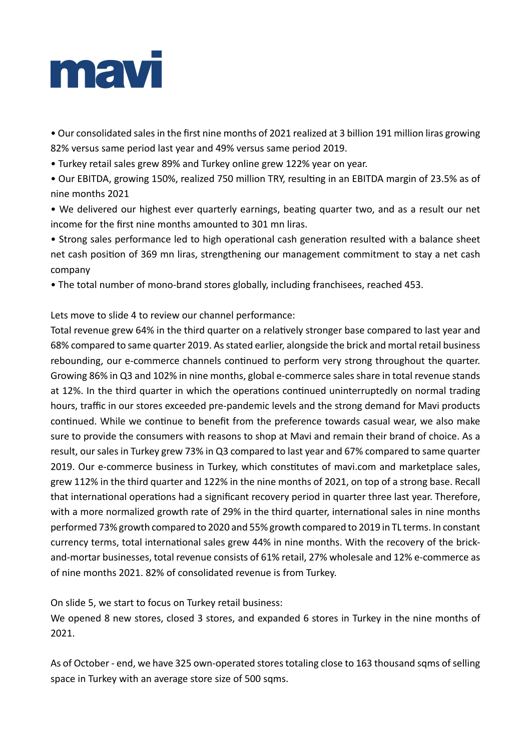mavi

- Our consolidated sales in the first nine months of 2021 realized at 3 billion 191 million liras growing 82% versus same period last year and 49% versus same period 2019.
- Turkey retail sales grew 89% and Turkey online grew 122% year on year.
- Our EBITDA, growing 150%, realized 750 million TRY, resulting in an EBITDA margin of 23.5% as of nine months 2021
- We delivered our highest ever quarterly earnings, beating quarter two, and as a result our net income for the first nine months amounted to 301 mn liras.
- Strong sales performance led to high operational cash generation resulted with a balance sheet net cash position of 369 mn liras, strengthening our management commitment to stay a net cash company
- The total number of mono-brand stores globally, including franchisees, reached 453.

Lets move to slide 4 to review our channel performance:

Total revenue grew 64% in the third quarter on a relatively stronger base compared to last year and 68% compared to same quarter 2019. As stated earlier, alongside the brick and mortal retail business rebounding, our e-commerce channels continued to perform very strong throughout the quarter. Growing 86% in Q3 and 102% in nine months, global e-commerce sales share in total revenue stands at 12%. In the third quarter in which the operations continued uninterruptedly on normal trading hours, traffic in our stores exceeded pre-pandemic levels and the strong demand for Mavi products continued. While we continue to benefit from the preference towards casual wear, we also make sure to provide the consumers with reasons to shop at Mavi and remain their brand of choice. As a result, our sales in Turkey grew 73% in Q3 compared to last year and 67% compared to same quarter 2019. Our e-commerce business in Turkey, which constitutes of mavi.com and marketplace sales, grew 112% in the third quarter and 122% in the nine months of 2021, on top of a strong base. Recall that international operations had a significant recovery period in quarter three last year. Therefore, with a more normalized growth rate of 29% in the third quarter, international sales in nine months performed 73% growth compared to 2020 and 55% growth compared to 2019 in TL terms. In constant currency terms, total international sales grew 44% in nine months. With the recovery of the brick-and-mortar businesses, total revenue consists of 61% retail, 27% wholesale and 12% e-commerce as of nine months 2021. 82% of consolidated revenue is from Turkey.

On slide 5, we start to focus on Turkey retail business:

We opened 8 new stores, closed 3 stores, and expanded 6 stores in Turkey in the nine months of 2021.

As of October - end, we have 325 own-operated stores totaling close to 163 thousand sqms of selling space in Turkey with an average store size of 500 sqms.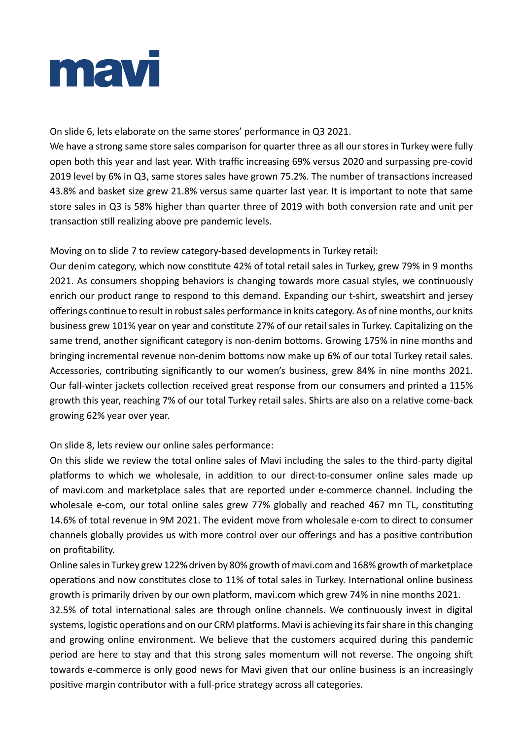On slide 6, lets elaborate on the same stores' performance in Q3 2021.

We have a strong same store sales comparison for quarter three as all our stores in Turkey were fully open both this year and last year. With traffic increasing 69% versus 2020 and surpassing pre-covid 2019 level by 6% in Q3, same stores sales have grown 75.2%. The number of transactions increased 43.8% and basket size grew 21.8% versus same quarter last year. It is important to note that same store sales in Q3 is 58% higher than quarter three of 2019 with both conversion rate and unit per transaction still realizing above pre pandemic levels.

Moving on to slide 7 to review category-based developments in Turkey retail:

Our denim category, which now constitute 42% of total retail sales in Turkey, grew 79% in 9 months 2021. As consumers shopping behaviors is changing towards more casual styles, we continuously enrich our product range to respond to this demand. Expanding our t-shirt, sweatshirt and jersey offerings continue to result in robust sales performance in knits category. As of nine months, our knits business grew 101% year on year and constitute 27% of our retail sales in Turkey. Capitalizing on the same trend, another significant category is non-denim bottoms. Growing 175% in nine months and bringing incremental revenue non-denim bottoms now make up 6% of our total Turkey retail sales. Accessories, contributing significantly to our women's business, grew 84% in nine months 2021. Our fall-winter jackets collection received great response from our consumers and printed a 115% growth this year, reaching 7% of our total Turkey retail sales. Shirts are also on a relative come-back growing 62% year over year.

On slide 8, lets review our online sales performance:

On this slide we review the total online sales of Mavi including the sales to the third-party digital platforms to which we wholesale, in addition to our direct-to-consumer online sales made up of mavi.com and marketplace sales that are reported under e-commerce channel. Including the wholesale e-com, our total online sales grew 77% globally and reached 467 mn TL, constituting 14.6% of total revenue in 9M 2021. The evident move from wholesale e-com to direct to consumer channels globally provides us with more control over our offerings and has a positive contribution on profitability.

Online sales in Turkey grew 122% driven by 80% growth of mavi.com and 168% growth of marketplace operations and now constitutes close to 11% of total sales in Turkey. International online business growth is primarily driven by our own platform, mavi.com which grew 74% in nine months 2021.

32.5% of total international sales are through online channels. We continuously invest in digital systems, logistic operations and on our CRM platforms. Mavi is achieving its fair share in this changing and growing online environment. We believe that the customers acquired during this pandemic period are here to stay and that this strong sales momentum will not reverse. The ongoing shift towards e-commerce is only good news for Mavi given that our online business is an increasingly positive margin contributor with a full-price strategy across all categories.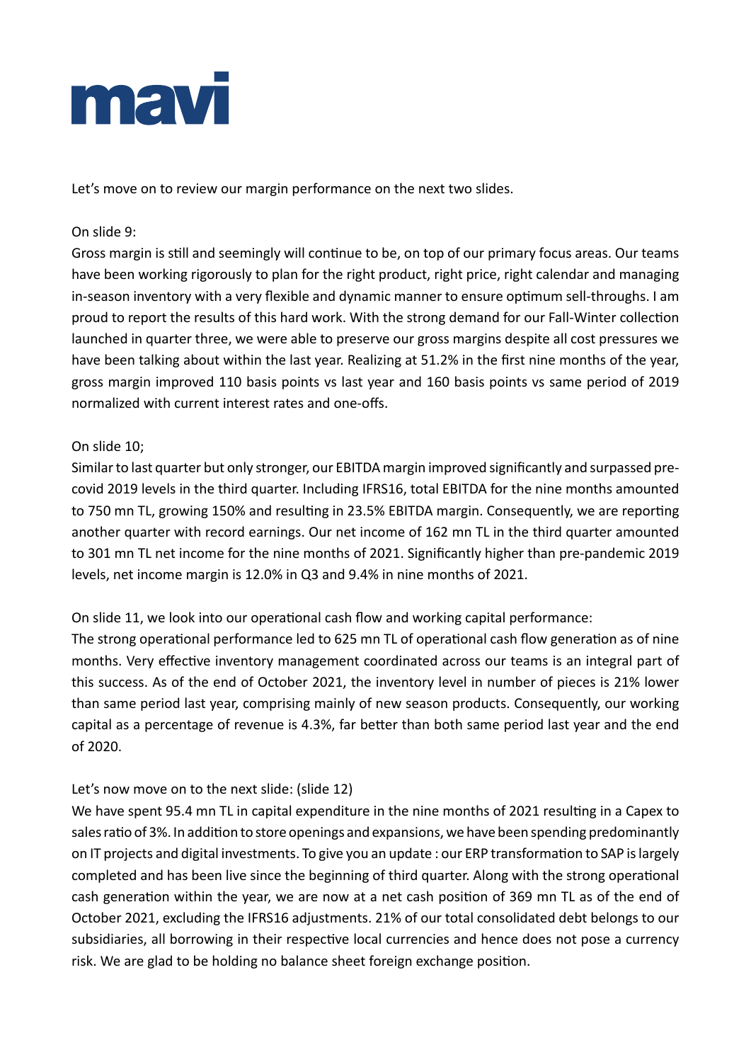Let's move on to review our margin performance on the next two slides.

On slide 9:

Gross margin is still and seemingly will continue to be, on top of our primary focus areas. Our teams have been working rigorously to plan for the right product, right price, right calendar and managing in-season inventory with a very flexible and dynamic manner to ensure optimum sell-throughs. I am proud to report the results of this hard work. With the strong demand for our Fall-Winter collection launched in quarter three, we were able to preserve our gross margins despite all cost pressures we have been talking about within the last year. Realizing at 51.2% in the first nine months of the year, gross margin improved 110 basis points vs last year and 160 basis points vs same period of 2019 normalized with current interest rates and one-offs.

On slide 10;

Similar to last quarter but only stronger, our EBITDA margin improved significantly and surpassed pre-covid 2019 levels in the third quarter. Including IFRS16, total EBITDA for the nine months amounted to 750 mn TL, growing 150% and resulting in 23.5% EBITDA margin. Consequently, we are reporting another quarter with record earnings. Our net income of 162 mn TL in the third quarter amounted to 301 mn TL net income for the nine months of 2021. Significantly higher than pre-pandemic 2019 levels, net income margin is 12.0% in Q3 and 9.4% in nine months of 2021.

On slide 11, we look into our operational cash flow and working capital performance:

The strong operational performance led to 625 mn TL of operational cash flow generation as of nine months. Very effective inventory management coordinated across our teams is an integral part of this success. As of the end of October 2021, the inventory level in number of pieces is 21% lower than same period last year, comprising mainly of new season products. Consequently, our working capital as a percentage of revenue is 4.3%, far better than both same period last year and the end of 2020.

Let's now move on to the next slide: (slide 12)

We have spent 95.4 mn TL in capital expenditure in the nine months of 2021 resulting in a Capex to sales ratio of 3%. In addition to store openings and expansions, we have been spending predominantly on IT projects and digital investments. To give you an update : our ERP transformation to SAP is largely completed and has been live since the beginning of third quarter. Along with the strong operational cash generation within the year, we are now at a net cash position of 369 mn TL as of the end of October 2021, excluding the IFRS16 adjustments. 21% of our total consolidated debt belongs to our subsidiaries, all borrowing in their respective local currencies and hence does not pose a currency risk. We are glad to be holding no balance sheet foreign exchange position.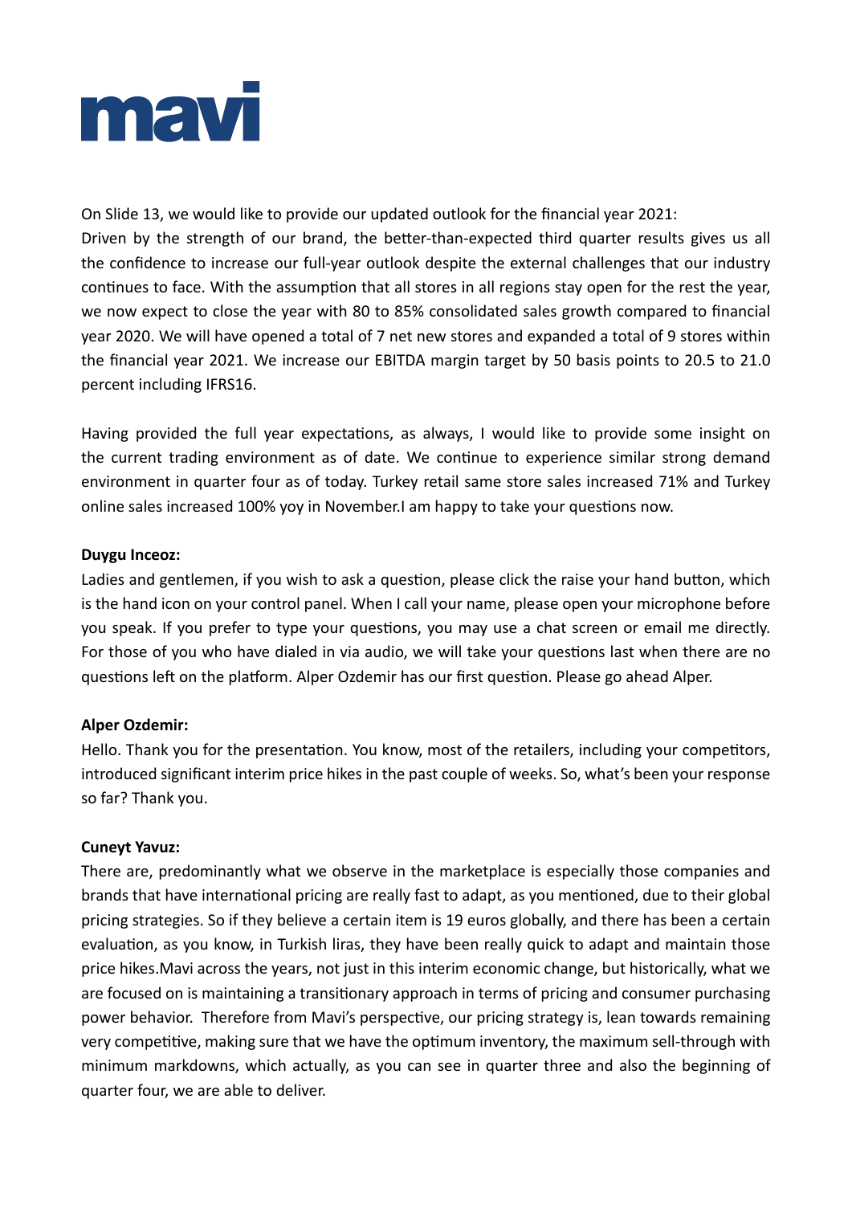On Slide 13, we would like to provide our updated outlook for the financial year 2021:
Driven by the strength of our brand, the better-than-expected third quarter results gives us all the confidence to increase our full-year outlook despite the external challenges that our industry continues to face. With the assumption that all stores in all regions stay open for the rest the year, we now expect to close the year with 80 to 85% consolidated sales growth compared to financial year 2020. We will have opened a total of 7 net new stores and expanded a total of 9 stores within the financial year 2021. We increase our EBITDA margin target by 50 basis points to 20.5 to 21.0 percent including IFRS16.

Having provided the full year expectations, as always, I would like to provide some insight on the current trading environment as of date. We continue to experience similar strong demand environment in quarter four as of today. Turkey retail same store sales increased 71% and Turkey online sales increased 100% yoy in November.I am happy to take your questions now.

**Duygu Inceoz:**
Ladies and gentlemen, if you wish to ask a question, please click the raise your hand button, which is the hand icon on your control panel. When I call your name, please open your microphone before you speak. If you prefer to type your questions, you may use a chat screen or email me directly. For those of you who have dialed in via audio, we will take your questions last when there are no questions left on the platform. Alper Ozdemir has our first question. Please go ahead Alper.

**Alper Ozdemir:**
Hello. Thank you for the presentation. You know, most of the retailers, including your competitors, introduced significant interim price hikes in the past couple of weeks. So, what's been your response so far? Thank you.

**Cuneyt Yavuz:**
There are, predominantly what we observe in the marketplace is especially those companies and brands that have international pricing are really fast to adapt, as you mentioned, due to their global pricing strategies. So if they believe a certain item is 19 euros globally, and there has been a certain evaluation, as you know, in Turkish liras, they have been really quick to adapt and maintain those price hikes.Mavi across the years, not just in this interim economic change, but historically, what we are focused on is maintaining a transitionary approach in terms of pricing and consumer purchasing power behavior. Therefore from Mavi's perspective, our pricing strategy is, lean towards remaining very competitive, making sure that we have the optimum inventory, the maximum sell-through with minimum markdowns, which actually, as you can see in quarter three and also the beginning of quarter four, we are able to deliver.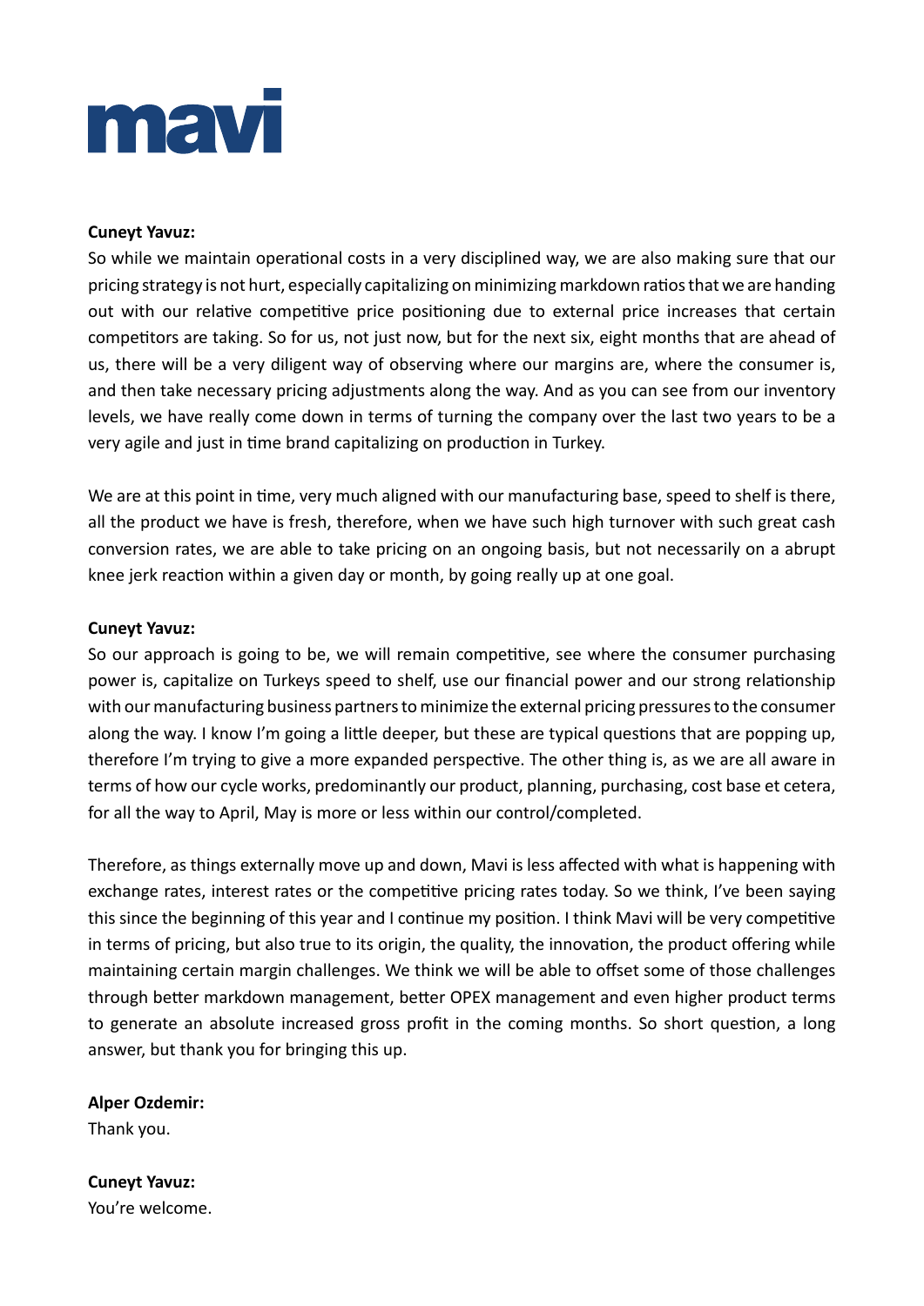**Cuneyt Yavuz:**
So while we maintain operational costs in a very disciplined way, we are also making sure that our pricing strategy is not hurt, especially capitalizing on minimizing markdown ratios that we are handing out with our relative competitive price positioning due to external price increases that certain competitors are taking. So for us, not just now, but for the next six, eight months that are ahead of us, there will be a very diligent way of observing where our margins are, where the consumer is, and then take necessary pricing adjustments along the way. And as you can see from our inventory levels, we have really come down in terms of turning the company over the last two years to be a very agile and just in time brand capitalizing on production in Turkey.

We are at this point in time, very much aligned with our manufacturing base, speed to shelf is there, all the product we have is fresh, therefore, when we have such high turnover with such great cash conversion rates, we are able to take pricing on an ongoing basis, but not necessarily on a abrupt knee jerk reaction within a given day or month, by going really up at one goal.

**Cuneyt Yavuz:**
So our approach is going to be, we will remain competitive, see where the consumer purchasing power is, capitalize on Turkeys speed to shelf, use our financial power and our strong relationship with our manufacturing business partners to minimize the external pricing pressures to the consumer along the way. I know I'm going a little deeper, but these are typical questions that are popping up, therefore I'm trying to give a more expanded perspective. The other thing is, as we are all aware in terms of how our cycle works, predominantly our product, planning, purchasing, cost base et cetera, for all the way to April, May is more or less within our control/completed.

Therefore, as things externally move up and down, Mavi is less affected with what is happening with exchange rates, interest rates or the competitive pricing rates today. So we think, I've been saying this since the beginning of this year and I continue my position. I think Mavi will be very competitive in terms of pricing, but also true to its origin, the quality, the innovation, the product offering while maintaining certain margin challenges. We think we will be able to offset some of those challenges through better markdown management, better OPEX management and even higher product terms to generate an absolute increased gross profit in the coming months. So short question, a long answer, but thank you for bringing this up.

**Alper Ozdemir:**
Thank you.

**Cuneyt Yavuz:**
You're welcome.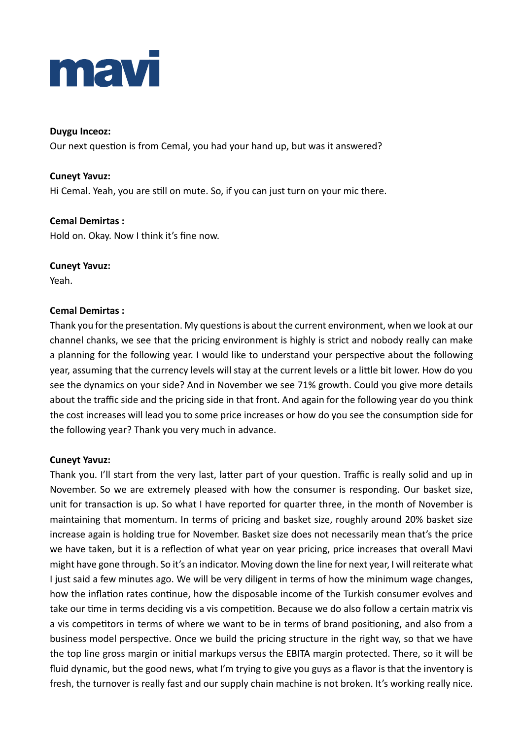**Duygu Inceoz:**
Our next question is from Cemal, you had your hand up, but was it answered?

**Cuneyt Yavuz:**
Hi Cemal. Yeah, you are still on mute. So, if you can just turn on your mic there.

**Cemal Demirtas :**
Hold on. Okay. Now I think it's fine now.

**Cuneyt Yavuz:**
Yeah.

**Cemal Demirtas :**
Thank you for the presentation. My questions is about the current environment, when we look at our channel chanks, we see that the pricing environment is highly is strict and nobody really can make a planning for the following year. I would like to understand your perspective about the following year, assuming that the currency levels will stay at the current levels or a little bit lower. How do you see the dynamics on your side? And in November we see 71% growth. Could you give more details about the traffic side and the pricing side in that front. And again for the following year do you think the cost increases will lead you to some price increases or how do you see the consumption side for the following year? Thank you very much in advance.

**Cuneyt Yavuz:**
Thank you. I'll start from the very last, latter part of your question. Traffic is really solid and up in November. So we are extremely pleased with how the consumer is responding. Our basket size, unit for transaction is up. So what I have reported for quarter three, in the month of November is maintaining that momentum. In terms of pricing and basket size, roughly around 20% basket size increase again is holding true for November. Basket size does not necessarily mean that's the price we have taken, but it is a reflection of what year on year pricing, price increases that overall Mavi might have gone through. So it's an indicator. Moving down the line for next year, I will reiterate what I just said a few minutes ago. We will be very diligent in terms of how the minimum wage changes, how the inflation rates continue, how the disposable income of the Turkish consumer evolves and take our time in terms deciding vis a vis competition. Because we do also follow a certain matrix vis a vis competitors in terms of where we want to be in terms of brand positioning, and also from a business model perspective. Once we build the pricing structure in the right way, so that we have the top line gross margin or initial markups versus the EBITA margin protected. There, so it will be fluid dynamic, but the good news, what I'm trying to give you guys as a flavor is that the inventory is fresh, the turnover is really fast and our supply chain machine is not broken. It's working really nice.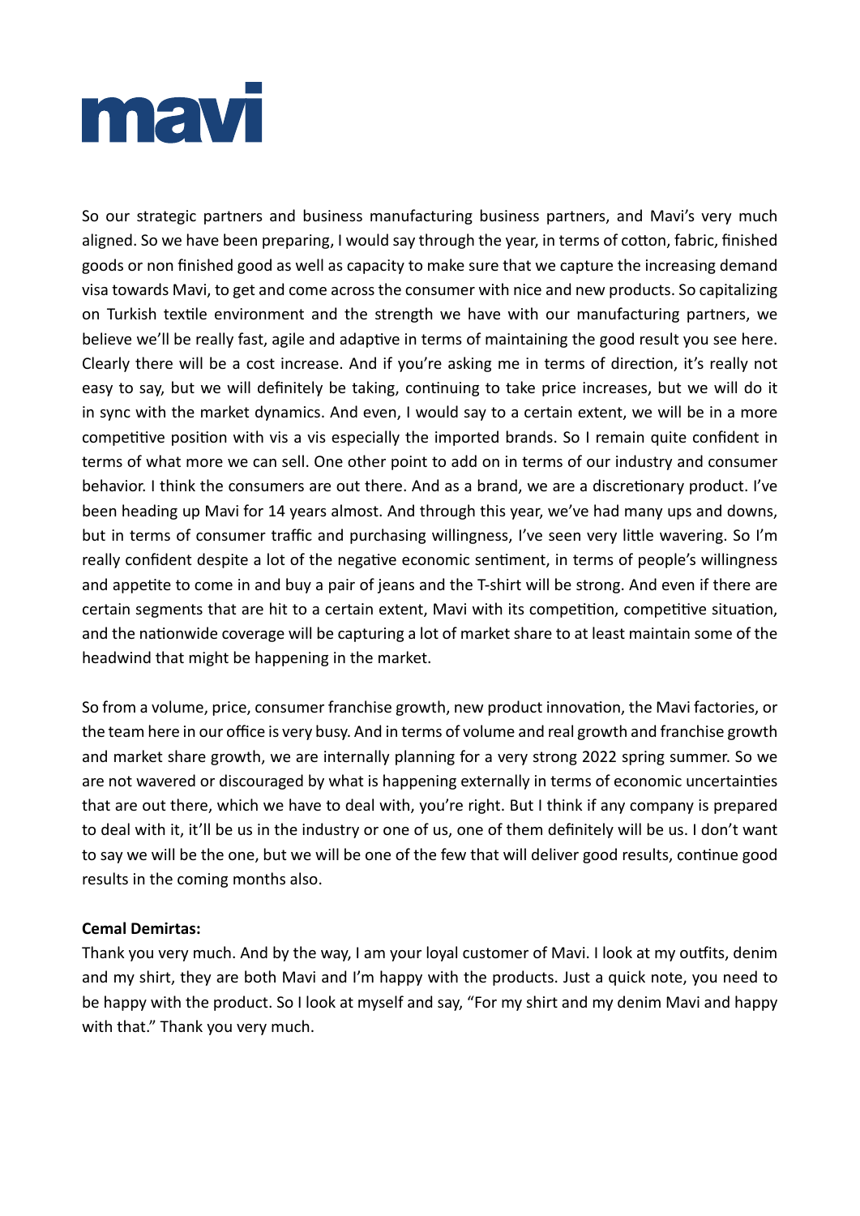So our strategic partners and business manufacturing business partners, and Mavi's very much aligned. So we have been preparing, I would say through the year, in terms of cotton, fabric, finished goods or non finished good as well as capacity to make sure that we capture the increasing demand visa towards Mavi, to get and come across the consumer with nice and new products. So capitalizing on Turkish textile environment and the strength we have with our manufacturing partners, we believe we'll be really fast, agile and adaptive in terms of maintaining the good result you see here. Clearly there will be a cost increase. And if you're asking me in terms of direction, it's really not easy to say, but we will definitely be taking, continuing to take price increases, but we will do it in sync with the market dynamics. And even, I would say to a certain extent, we will be in a more competitive position with vis a vis especially the imported brands. So I remain quite confident in terms of what more we can sell. One other point to add on in terms of our industry and consumer behavior. I think the consumers are out there. And as a brand, we are a discretionary product. I've been heading up Mavi for 14 years almost. And through this year, we've had many ups and downs, but in terms of consumer traffic and purchasing willingness, I've seen very little wavering. So I'm really confident despite a lot of the negative economic sentiment, in terms of people's willingness and appetite to come in and buy a pair of jeans and the T-shirt will be strong. And even if there are certain segments that are hit to a certain extent, Mavi with its competition, competitive situation, and the nationwide coverage will be capturing a lot of market share to at least maintain some of the headwind that might be happening in the market.

So from a volume, price, consumer franchise growth, new product innovation, the Mavi factories, or the team here in our office is very busy. And in terms of volume and real growth and franchise growth and market share growth, we are internally planning for a very strong 2022 spring summer. So we are not wavered or discouraged by what is happening externally in terms of economic uncertainties that are out there, which we have to deal with, you're right. But I think if any company is prepared to deal with it, it'll be us in the industry or one of us, one of them definitely will be us. I don't want to say we will be the one, but we will be one of the few that will deliver good results, continue good results in the coming months also.

**Cemal Demirtas:**
Thank you very much. And by the way, I am your loyal customer of Mavi. I look at my outfits, denim and my shirt, they are both Mavi and I'm happy with the products. Just a quick note, you need to be happy with the product. So I look at myself and say, "For my shirt and my denim Mavi and happy with that." Thank you very much.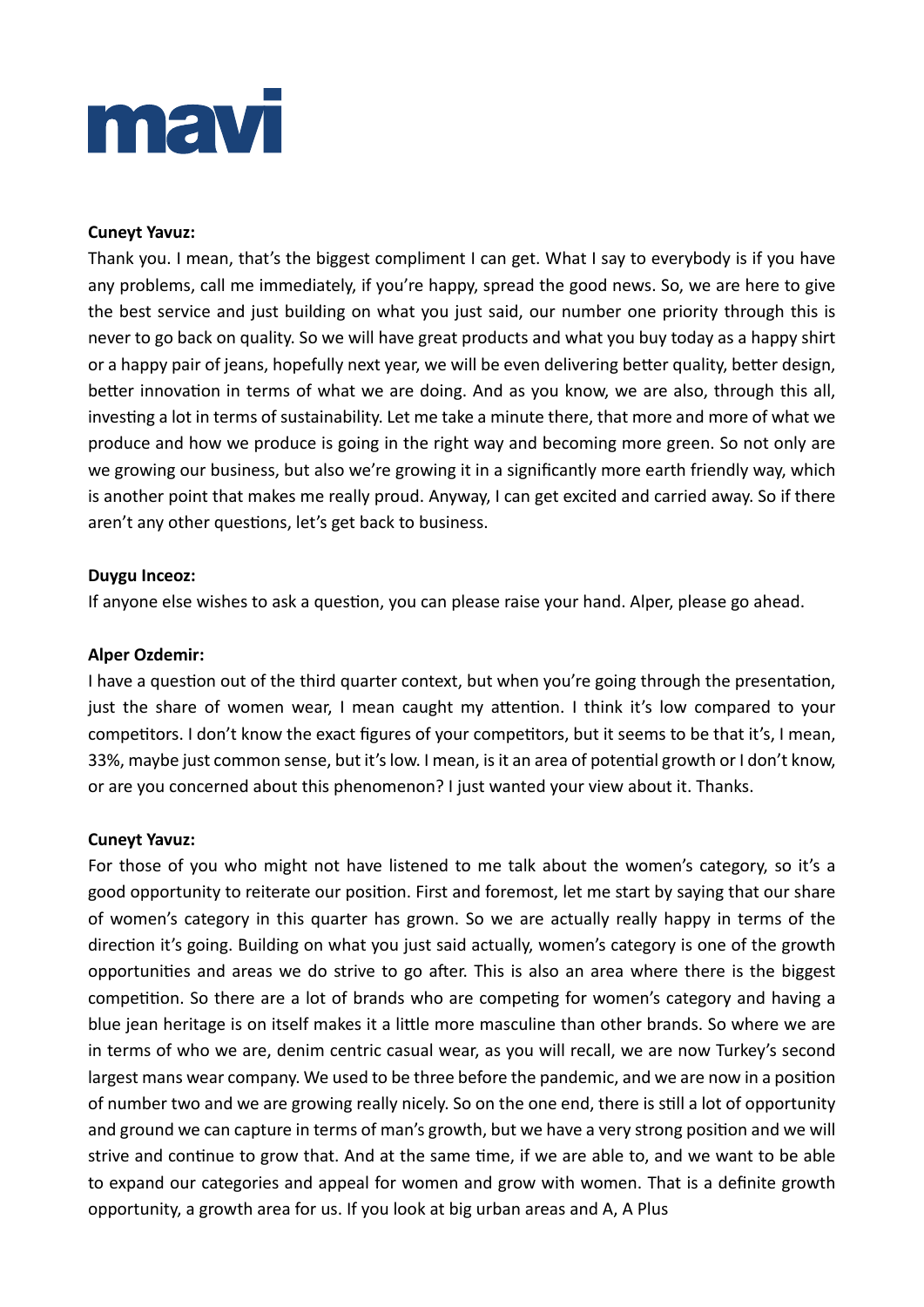**Cuneyt Yavuz:**

Thank you. I mean, that's the biggest compliment I can get. What I say to everybody is if you have any problems, call me immediately, if you're happy, spread the good news. So, we are here to give the best service and just building on what you just said, our number one priority through this is never to go back on quality. So we will have great products and what you buy today as a happy shirt or a happy pair of jeans, hopefully next year, we will be even delivering better quality, better design, better innovation in terms of what we are doing. And as you know, we are also, through this all, investing a lot in terms of sustainability. Let me take a minute there, that more and more of what we produce and how we produce is going in the right way and becoming more green. So not only are we growing our business, but also we're growing it in a significantly more earth friendly way, which is another point that makes me really proud. Anyway, I can get excited and carried away. So if there aren't any other questions, let's get back to business.

**Duygu Inceoz:**

If anyone else wishes to ask a question, you can please raise your hand. Alper, please go ahead.

**Alper Ozdemir:**

I have a question out of the third quarter context, but when you're going through the presentation, just the share of women wear, I mean caught my attention. I think it's low compared to your competitors. I don't know the exact figures of your competitors, but it seems to be that it's, I mean, 33%, maybe just common sense, but it's low. I mean, is it an area of potential growth or I don't know, or are you concerned about this phenomenon? I just wanted your view about it. Thanks.

**Cuneyt Yavuz:**

For those of you who might not have listened to me talk about the women's category, so it's a good opportunity to reiterate our position. First and foremost, let me start by saying that our share of women's category in this quarter has grown. So we are actually really happy in terms of the direction it's going. Building on what you just said actually, women's category is one of the growth opportunities and areas we do strive to go after. This is also an area where there is the biggest competition. So there are a lot of brands who are competing for women's category and having a blue jean heritage is on itself makes it a little more masculine than other brands. So where we are in terms of who we are, denim centric casual wear, as you will recall, we are now Turkey's second largest mans wear company. We used to be three before the pandemic, and we are now in a position of number two and we are growing really nicely. So on the one end, there is still a lot of opportunity and ground we can capture in terms of man's growth, but we have a very strong position and we will strive and continue to grow that. And at the same time, if we are able to, and we want to be able to expand our categories and appeal for women and grow with women. That is a definite growth opportunity, a growth area for us. If you look at big urban areas and A, A Plus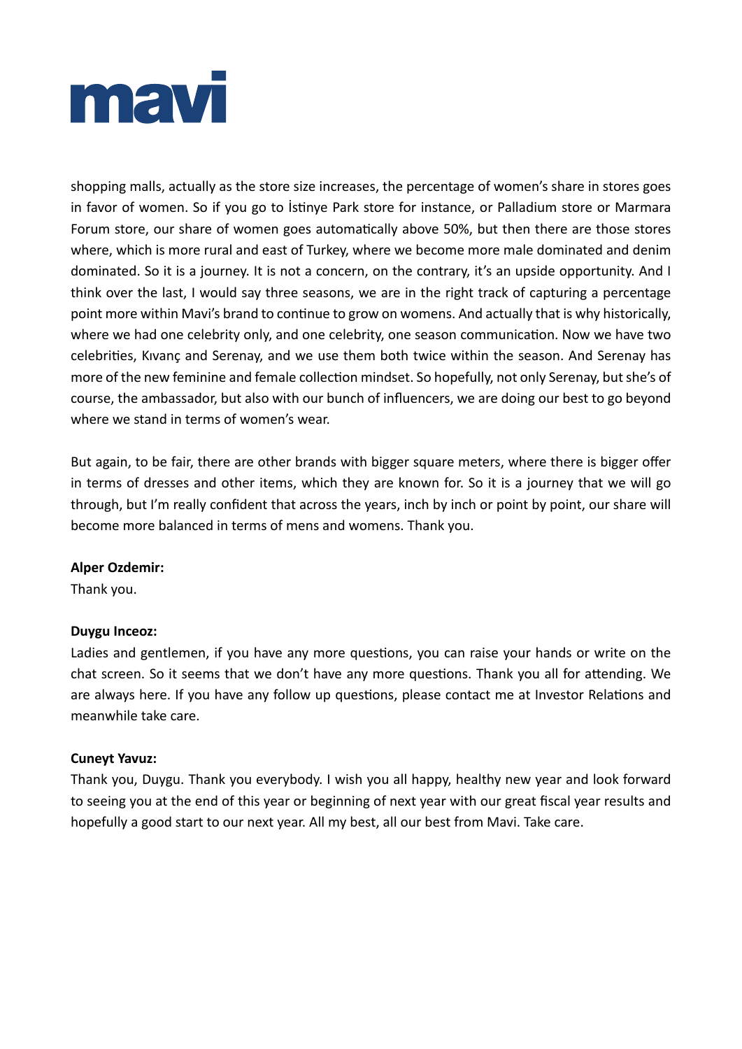shopping malls, actually as the store size increases, the percentage of women's share in stores goes in favor of women. So if you go to İstinye Park store for instance, or Palladium store or Marmara Forum store, our share of women goes automatically above 50%, but then there are those stores where, which is more rural and east of Turkey, where we become more male dominated and denim dominated. So it is a journey. It is not a concern, on the contrary, it's an upside opportunity. And I think over the last, I would say three seasons, we are in the right track of capturing a percentage point more within Mavi's brand to continue to grow on womens. And actually that is why historically, where we had one celebrity only, and one celebrity, one season communication. Now we have two celebrities, Kıvanç and Serenay, and we use them both twice within the season. And Serenay has more of the new feminine and female collection mindset. So hopefully, not only Serenay, but she's of course, the ambassador, but also with our bunch of influencers, we are doing our best to go beyond where we stand in terms of women's wear.

But again, to be fair, there are other brands with bigger square meters, where there is bigger offer in terms of dresses and other items, which they are known for. So it is a journey that we will go through, but I'm really confident that across the years, inch by inch or point by point, our share will become more balanced in terms of mens and womens. Thank you.

**Alper Ozdemir:**
Thank you.

**Duygu Inceoz:**
Ladies and gentlemen, if you have any more questions, you can raise your hands or write on the chat screen. So it seems that we don't have any more questions. Thank you all for attending. We are always here. If you have any follow up questions, please contact me at Investor Relations and meanwhile take care.

**Cuneyt Yavuz:**
Thank you, Duygu. Thank you everybody. I wish you all happy, healthy new year and look forward to seeing you at the end of this year or beginning of next year with our great fiscal year results and hopefully a good start to our next year. All my best, all our best from Mavi. Take care.